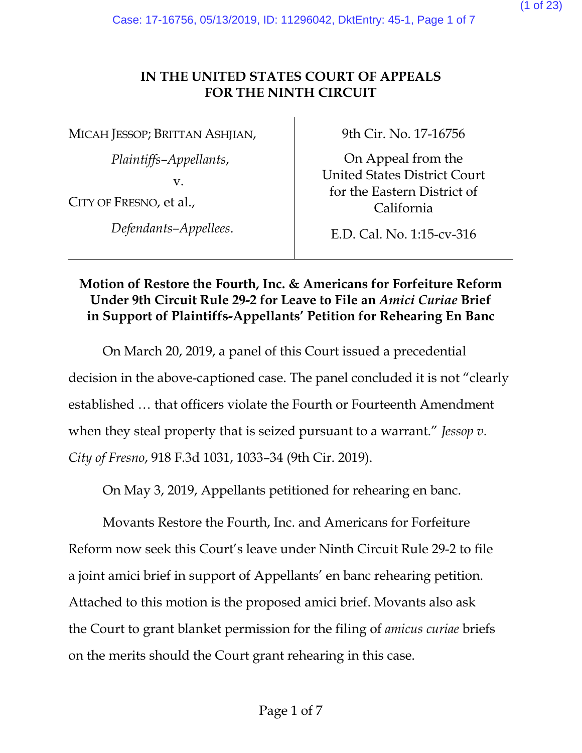**IN THE UNITED STATES COURT OF APPEALS**
**FOR THE NINTH CIRCUIT**

| | |
|---|---|
| MICAH JESSOP; BRITTAN ASHJIAN, *Plaintiffs–Appellants*, v. CITY OF FRESNO, et al., *Defendants–Appellees*. | 9th Cir. No. 17-16756 On Appeal from the United States District Court for the Eastern District of California E.D. Cal. No. 1:15-cv-316 |

**Motion of Restore the Fourth, Inc. & Americans for Forfeiture Reform Under 9th Circuit Rule 29-2 for Leave to File an *Amici Curiae* Brief in Support of Plaintiffs-Appellants' Petition for Rehearing En Banc**

On March 20, 2019, a panel of this Court issued a precedential decision in the above-captioned case. The panel concluded it is not "clearly established … that officers violate the Fourth or Fourteenth Amendment when they steal property that is seized pursuant to a warrant." *Jessop v. City of Fresno*, 918 F.3d 1031, 1033–34 (9th Cir. 2019).

On May 3, 2019, Appellants petitioned for rehearing en banc.

Movants Restore the Fourth, Inc. and Americans for Forfeiture Reform now seek this Court's leave under Ninth Circuit Rule 29-2 to file a joint amici brief in support of Appellants' en banc rehearing petition. Attached to this motion is the proposed amici brief. Movants also ask the Court to grant blanket permission for the filing of *amicus curiae* briefs on the merits should the Court grant rehearing in this case.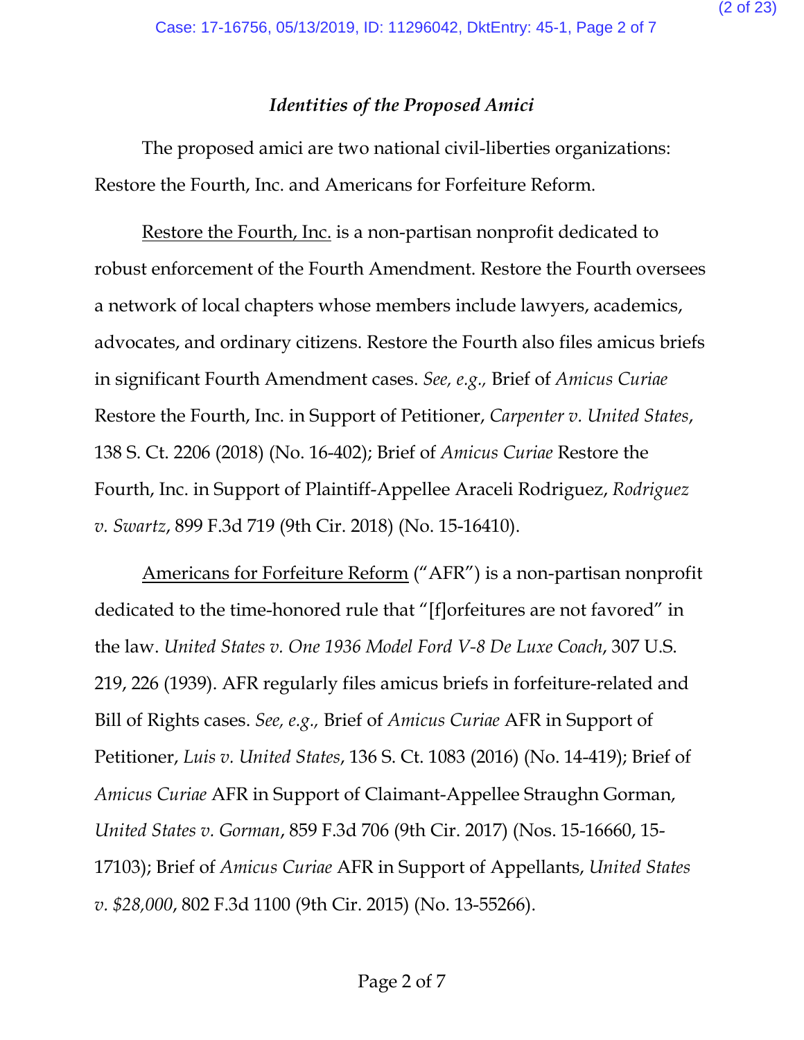### *Identities of the Proposed Amici*

The proposed amici are two national civil-liberties organizations: Restore the Fourth, Inc. and Americans for Forfeiture Reform.

Restore the Fourth, Inc. is a non-partisan nonprofit dedicated to robust enforcement of the Fourth Amendment. Restore the Fourth oversees a network of local chapters whose members include lawyers, academics, advocates, and ordinary citizens. Restore the Fourth also files amicus briefs in significant Fourth Amendment cases. *See, e.g.,* Brief of *Amicus Curiae* Restore the Fourth, Inc. in Support of Petitioner, *Carpenter v. United States*, 138 S. Ct. 2206 (2018) (No. 16-402); Brief of *Amicus Curiae* Restore the Fourth, Inc. in Support of Plaintiff-Appellee Araceli Rodriguez, *Rodriguez v. Swartz*, 899 F.3d 719 (9th Cir. 2018) (No. 15-16410).

Americans for Forfeiture Reform ("AFR") is a non-partisan nonprofit dedicated to the time-honored rule that "[f]orfeitures are not favored" in the law. *United States v. One 1936 Model Ford V-8 De Luxe Coach*, 307 U.S. 219, 226 (1939). AFR regularly files amicus briefs in forfeiture-related and Bill of Rights cases. *See, e.g.,* Brief of *Amicus Curiae* AFR in Support of Petitioner, *Luis v. United States*, 136 S. Ct. 1083 (2016) (No. 14-419); Brief of *Amicus Curiae* AFR in Support of Claimant-Appellee Straughn Gorman, *United States v. Gorman*, 859 F.3d 706 (9th Cir. 2017) (Nos. 15-16660, 15-17103); Brief of *Amicus Curiae* AFR in Support of Appellants, *United States v. $28,000*, 802 F.3d 1100 (9th Cir. 2015) (No. 13-55266).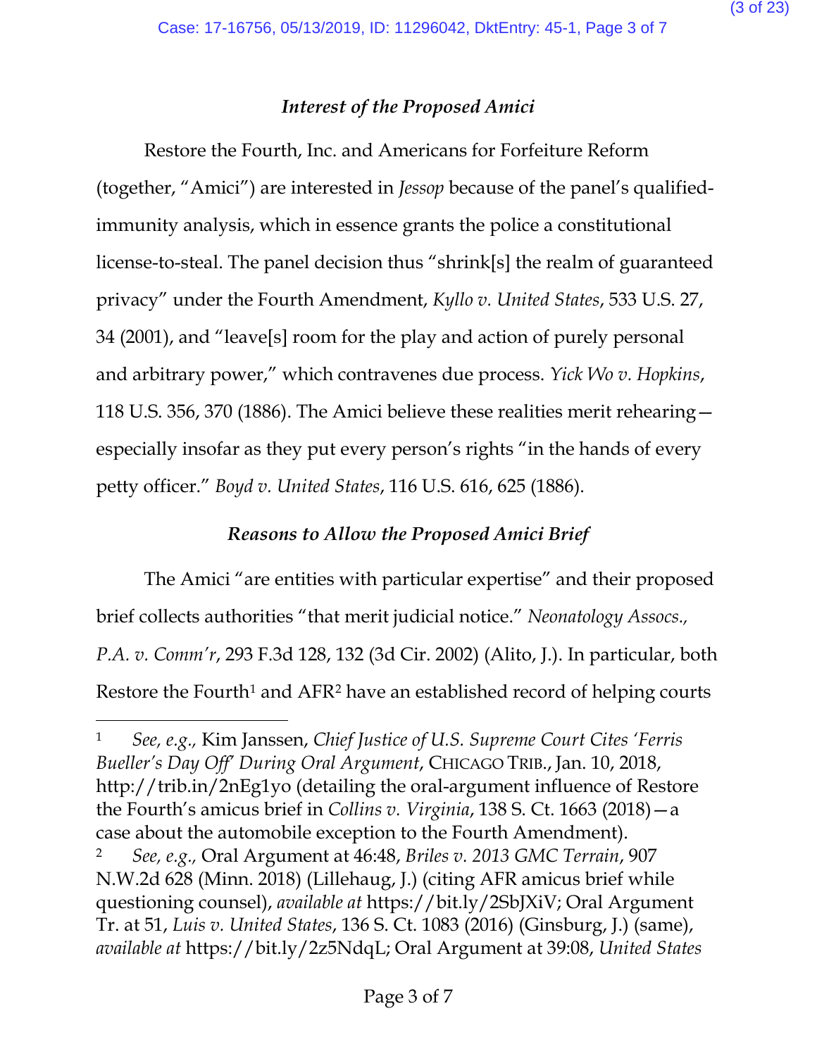### *Interest of the Proposed Amici*

Restore the Fourth, Inc. and Americans for Forfeiture Reform (together, "Amici") are interested in *Jessop* because of the panel's qualified-immunity analysis, which in essence grants the police a constitutional license-to-steal. The panel decision thus "shrink[s] the realm of guaranteed privacy" under the Fourth Amendment, *Kyllo v. United States*, 533 U.S. 27, 34 (2001), and "leave[s] room for the play and action of purely personal and arbitrary power," which contravenes due process. *Yick Wo v. Hopkins*, 118 U.S. 356, 370 (1886). The Amici believe these realities merit rehearing—especially insofar as they put every person's rights "in the hands of every petty officer." *Boyd v. United States*, 116 U.S. 616, 625 (1886).

### *Reasons to Allow the Proposed Amici Brief*

The Amici "are entities with particular expertise" and their proposed brief collects authorities "that merit judicial notice." *Neonatology Assocs., P.A. v. Comm'r*, 293 F.3d 128, 132 (3d Cir. 2002) (Alito, J.). In particular, both Restore the Fourth[1] and AFR[2] have an established record of helping courts

---

[1] *See, e.g.,* Kim Janssen, *Chief Justice of U.S. Supreme Court Cites 'Ferris Bueller's Day Off' During Oral Argument*, CHICAGO TRIB., Jan. 10, 2018, http://trib.in/2nEg1yo (detailing the oral-argument influence of Restore the Fourth's amicus brief in *Collins v. Virginia*, 138 S. Ct. 1663 (2018)—a case about the automobile exception to the Fourth Amendment).

[2] *See, e.g.,* Oral Argument at 46:48, *Briles v. 2013 GMC Terrain*, 907 N.W.2d 628 (Minn. 2018) (Lillehaug, J.) (citing AFR amicus brief while questioning counsel), *available at* https://bit.ly/2SbJXiV; Oral Argument Tr. at 51, *Luis v. United States*, 136 S. Ct. 1083 (2016) (Ginsburg, J.) (same), *available at* https://bit.ly/2z5NdqL; Oral Argument at 39:08, *United States*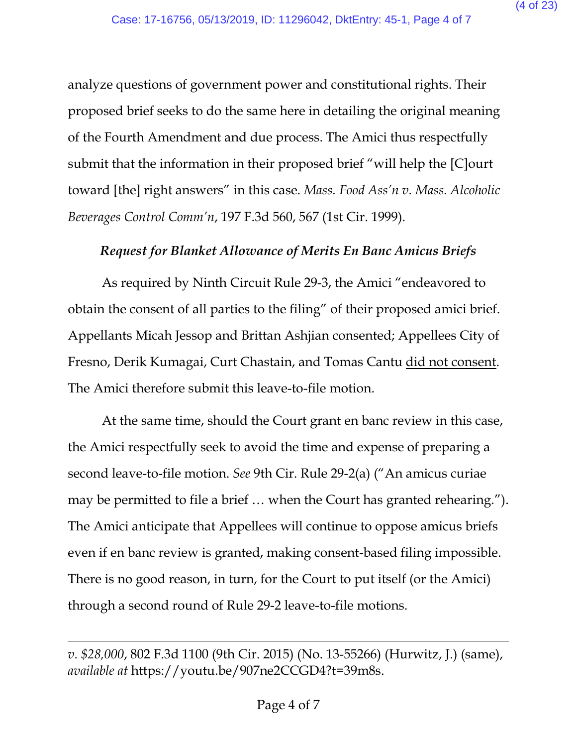analyze questions of government power and constitutional rights. Their proposed brief seeks to do the same here in detailing the original meaning of the Fourth Amendment and due process. The Amici thus respectfully submit that the information in their proposed brief "will help the [C]ourt toward [the] right answers" in this case. *Mass. Food Ass'n v. Mass. Alcoholic Beverages Control Comm'n*, 197 F.3d 560, 567 (1st Cir. 1999).

### *Request for Blanket Allowance of Merits En Banc Amicus Briefs*

As required by Ninth Circuit Rule 29-3, the Amici "endeavored to obtain the consent of all parties to the filing" of their proposed amici brief. Appellants Micah Jessop and Brittan Ashjian consented; Appellees City of Fresno, Derik Kumagai, Curt Chastain, and Tomas Cantu <u>did not consent</u>. The Amici therefore submit this leave-to-file motion.

At the same time, should the Court grant en banc review in this case, the Amici respectfully seek to avoid the time and expense of preparing a second leave-to-file motion. *See* 9th Cir. Rule 29-2(a) ("An amicus curiae may be permitted to file a brief … when the Court has granted rehearing."). The Amici anticipate that Appellees will continue to oppose amicus briefs even if en banc review is granted, making consent-based filing impossible. There is no good reason, in turn, for the Court to put itself (or the Amici) through a second round of Rule 29-2 leave-to-file motions.

---

*v. $28,000*, 802 F.3d 1100 (9th Cir. 2015) (No. 13-55266) (Hurwitz, J.) (same), *available at* https://youtu.be/907ne2CCGD4?t=39m8s.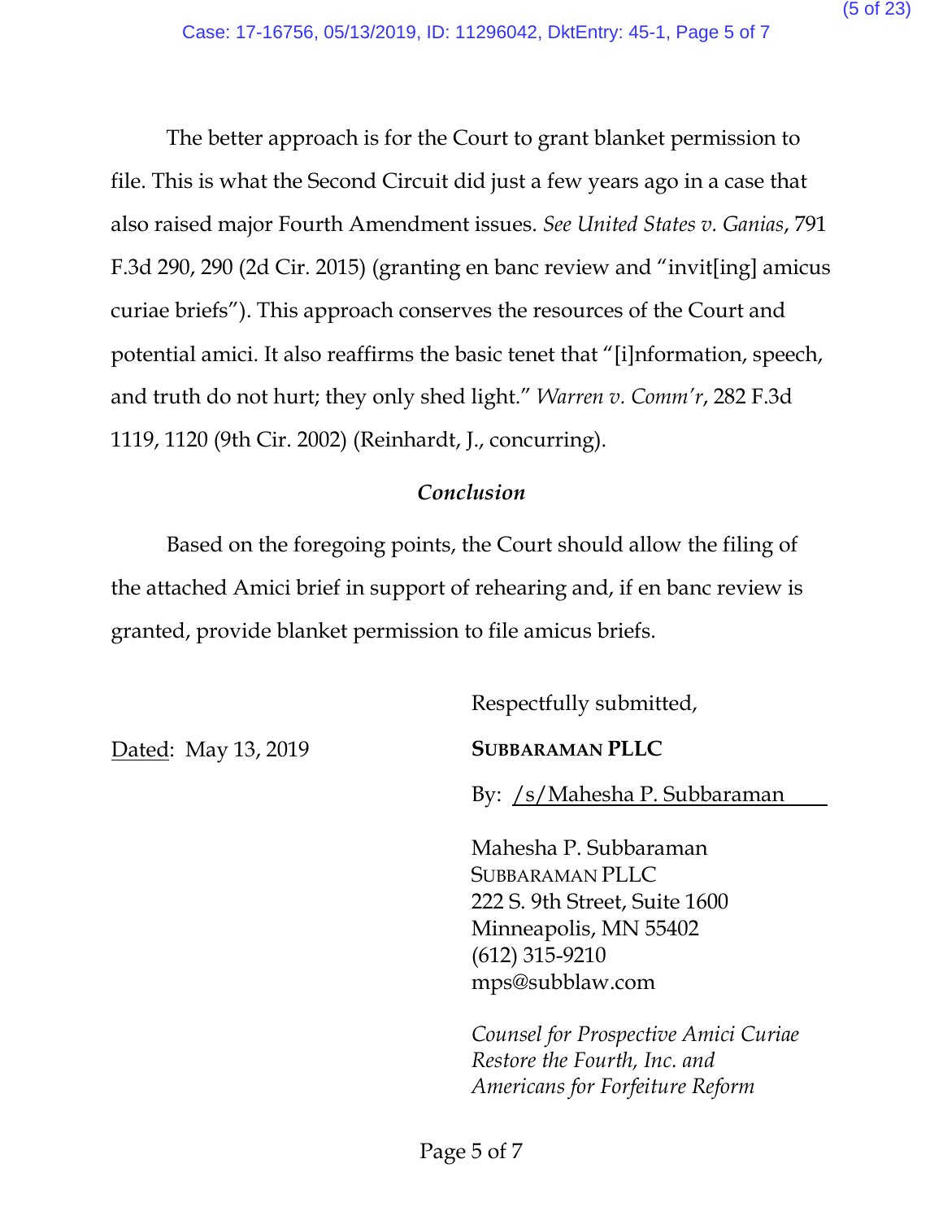The better approach is for the Court to grant blanket permission to file. This is what the Second Circuit did just a few years ago in a case that also raised major Fourth Amendment issues. *See United States v. Ganias*, 791 F.3d 290, 290 (2d Cir. 2015) (granting en banc review and "invit[ing] amicus curiae briefs"). This approach conserves the resources of the Court and potential amici. It also reaffirms the basic tenet that "[i]nformation, speech, and truth do not hurt; they only shed light." *Warren v. Comm'r*, 282 F.3d 1119, 1120 (9th Cir. 2002) (Reinhardt, J., concurring).

### *Conclusion*

Based on the foregoing points, the Court should allow the filing of the attached Amici brief in support of rehearing and, if en banc review is granted, provide blanket permission to file amicus briefs.

Respectfully submitted,

Dated: May 13, 2019

**SUBBARAMAN PLLC**

By: /s/Mahesha P. Subbaraman

Mahesha P. Subbaraman
SUBBARAMAN PLLC
222 S. 9th Street, Suite 1600
Minneapolis, MN 55402
(612) 315-9210
mps@subblaw.com

*Counsel for Prospective Amici Curiae*
*Restore the Fourth, Inc. and*
*Americans for Forfeiture Reform*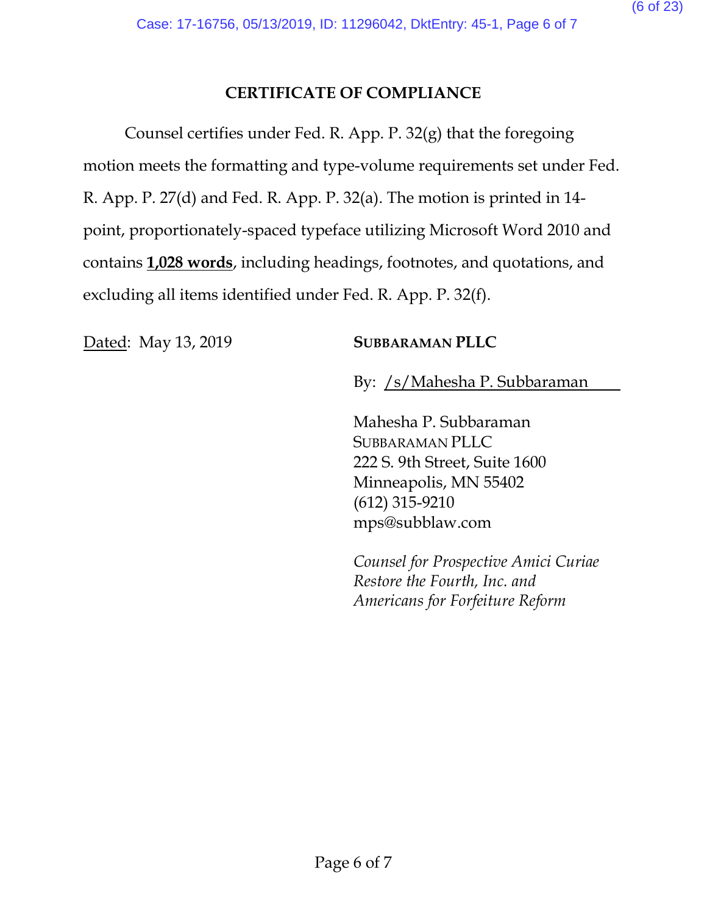## CERTIFICATE OF COMPLIANCE

Counsel certifies under Fed. R. App. P. 32(g) that the foregoing motion meets the formatting and type-volume requirements set under Fed. R. App. P. 27(d) and Fed. R. App. P. 32(a). The motion is printed in 14-point, proportionately-spaced typeface utilizing Microsoft Word 2010 and contains **1,028 words**, including headings, footnotes, and quotations, and excluding all items identified under Fed. R. App. P. 32(f).

Dated: May 13, 2019

**SUBBARAMAN PLLC**

By: /s/Mahesha P. Subbaraman

Mahesha P. Subbaraman
SUBBARAMAN PLLC
222 S. 9th Street, Suite 1600
Minneapolis, MN 55402
(612) 315-9210
mps@subblaw.com

*Counsel for Prospective Amici Curiae Restore the Fourth, Inc. and Americans for Forfeiture Reform*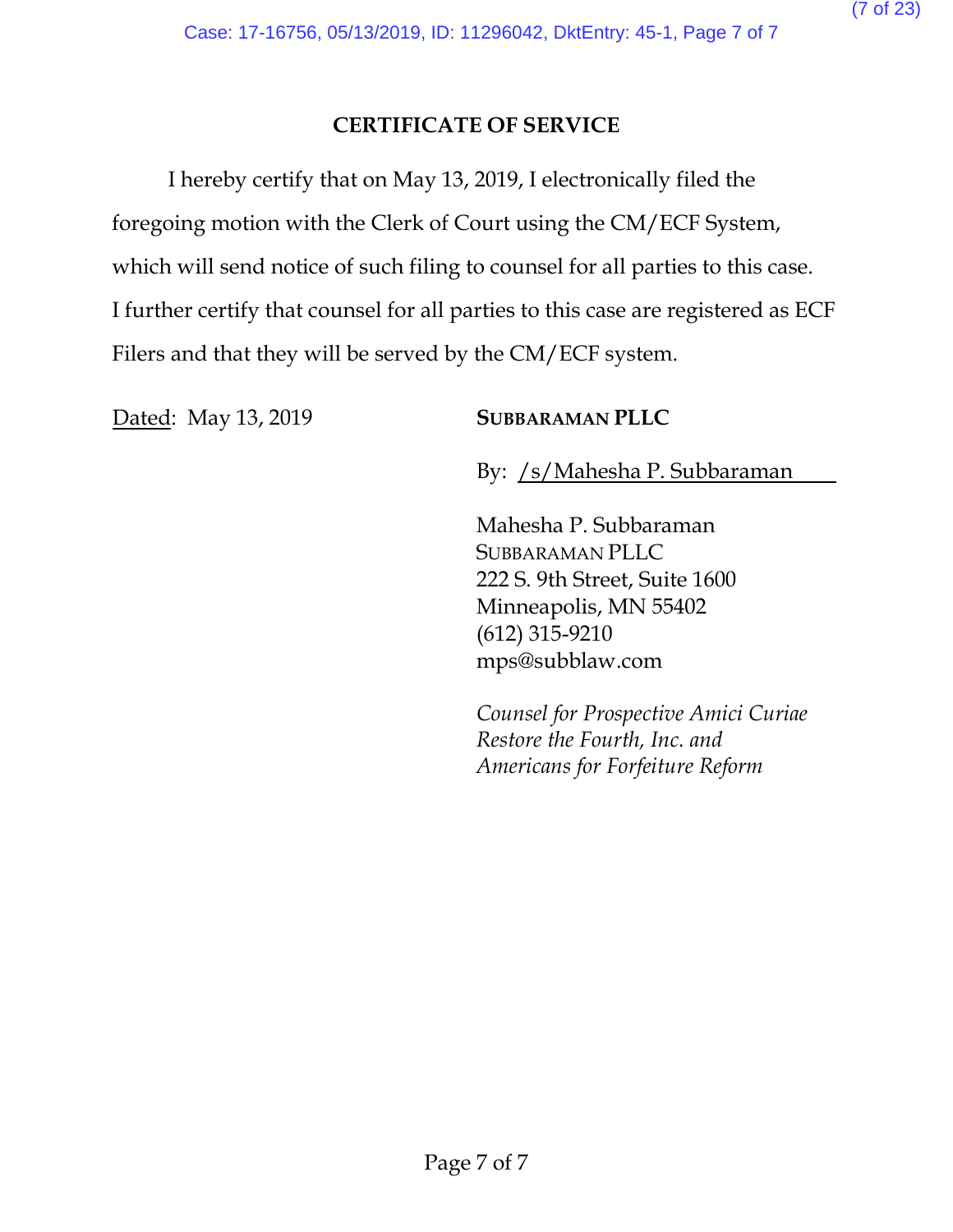## CERTIFICATE OF SERVICE

I hereby certify that on May 13, 2019, I electronically filed the foregoing motion with the Clerk of Court using the CM/ECF System, which will send notice of such filing to counsel for all parties to this case. I further certify that counsel for all parties to this case are registered as ECF Filers and that they will be served by the CM/ECF system.

Dated: May 13, 2019

**SUBBARAMAN PLLC**

By: /s/Mahesha P. Subbaraman

Mahesha P. Subbaraman
SUBBARAMAN PLLC
222 S. 9th Street, Suite 1600
Minneapolis, MN 55402
(612) 315-9210
mps@subblaw.com

*Counsel for Prospective Amici Curiae Restore the Fourth, Inc. and Americans for Forfeiture Reform*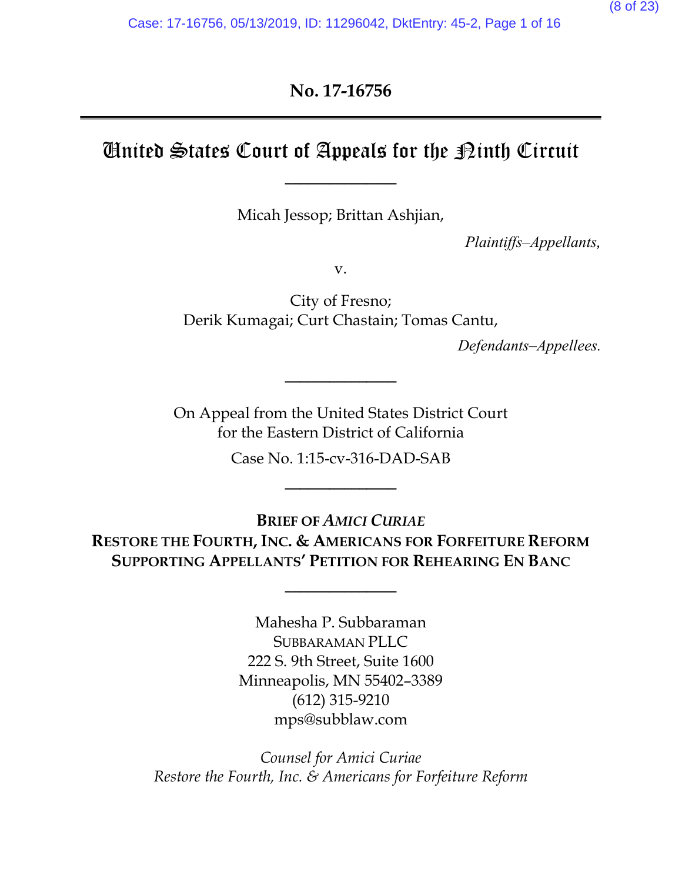**No. 17-16756**

# United States Court of Appeals for the Ninth Circuit

Micah Jessop; Brittan Ashjian,

*Plaintiffs–Appellants,*

v.

City of Fresno;
Derik Kumagai; Curt Chastain; Tomas Cantu,

*Defendants–Appellees.*

On Appeal from the United States District Court
for the Eastern District of California

Case No. 1:15-cv-316-DAD-SAB

**BRIEF OF *AMICI CURIAE***
**RESTORE THE FOURTH, INC. & AMERICANS FOR FORFEITURE REFORM**
**SUPPORTING APPELLANTS' PETITION FOR REHEARING EN BANC**

Mahesha P. Subbaraman
SUBBARAMAN PLLC
222 S. 9th Street, Suite 1600
Minneapolis, MN 55402–3389
(612) 315-9210
mps@subblaw.com

*Counsel for Amici Curiae*
*Restore the Fourth, Inc. & Americans for Forfeiture Reform*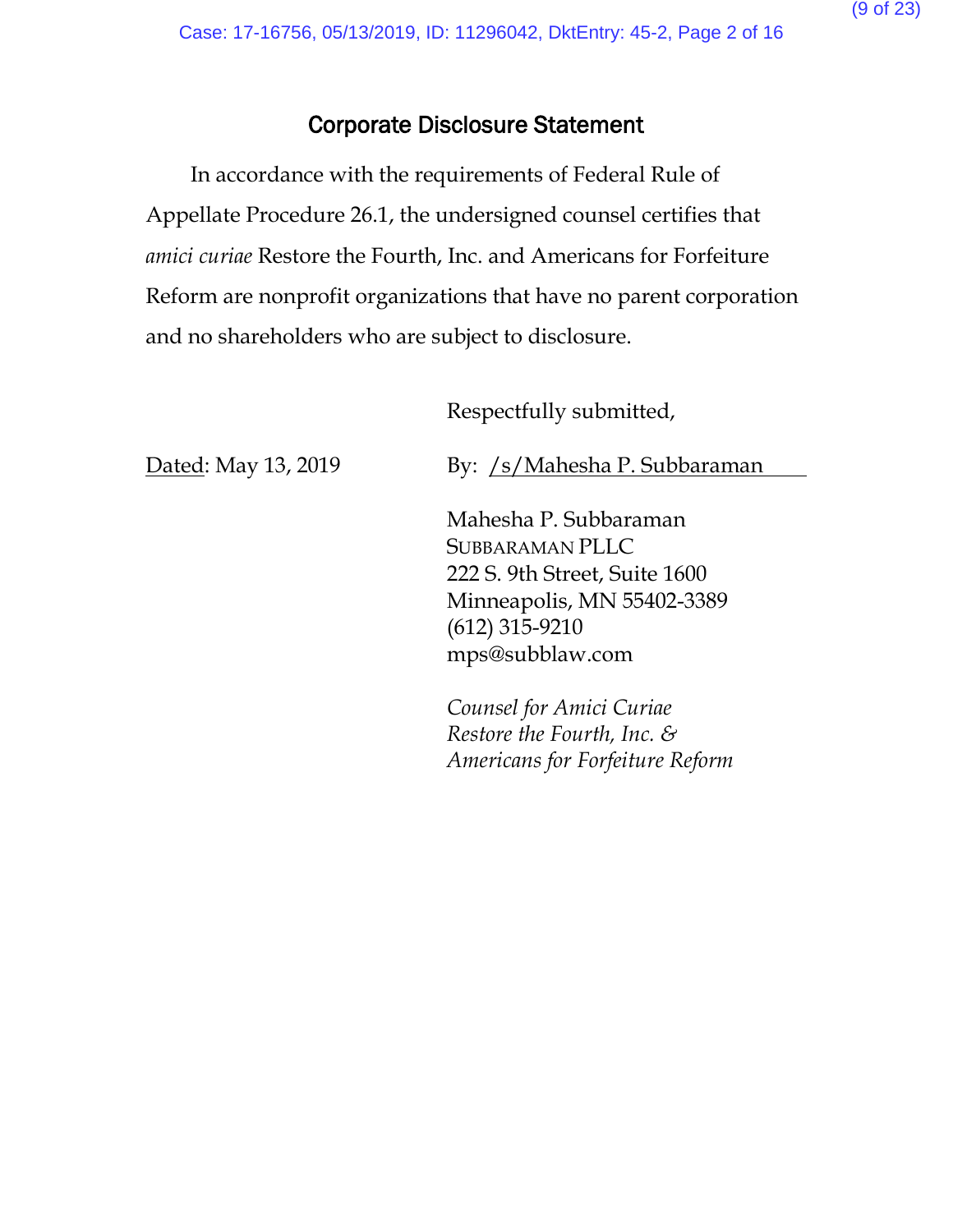## Corporate Disclosure Statement

In accordance with the requirements of Federal Rule of Appellate Procedure 26.1, the undersigned counsel certifies that *amici curiae* Restore the Fourth, Inc. and Americans for Forfeiture Reform are nonprofit organizations that have no parent corporation and no shareholders who are subject to disclosure.

Respectfully submitted,

Dated: May 13, 2019

By: /s/Mahesha P. Subbaraman

Mahesha P. Subbaraman
SUBBARAMAN PLLC
222 S. 9th Street, Suite 1600
Minneapolis, MN 55402-3389
(612) 315-9210
mps@subblaw.com

*Counsel for Amici Curiae*
*Restore the Fourth, Inc. &*
*Americans for Forfeiture Reform*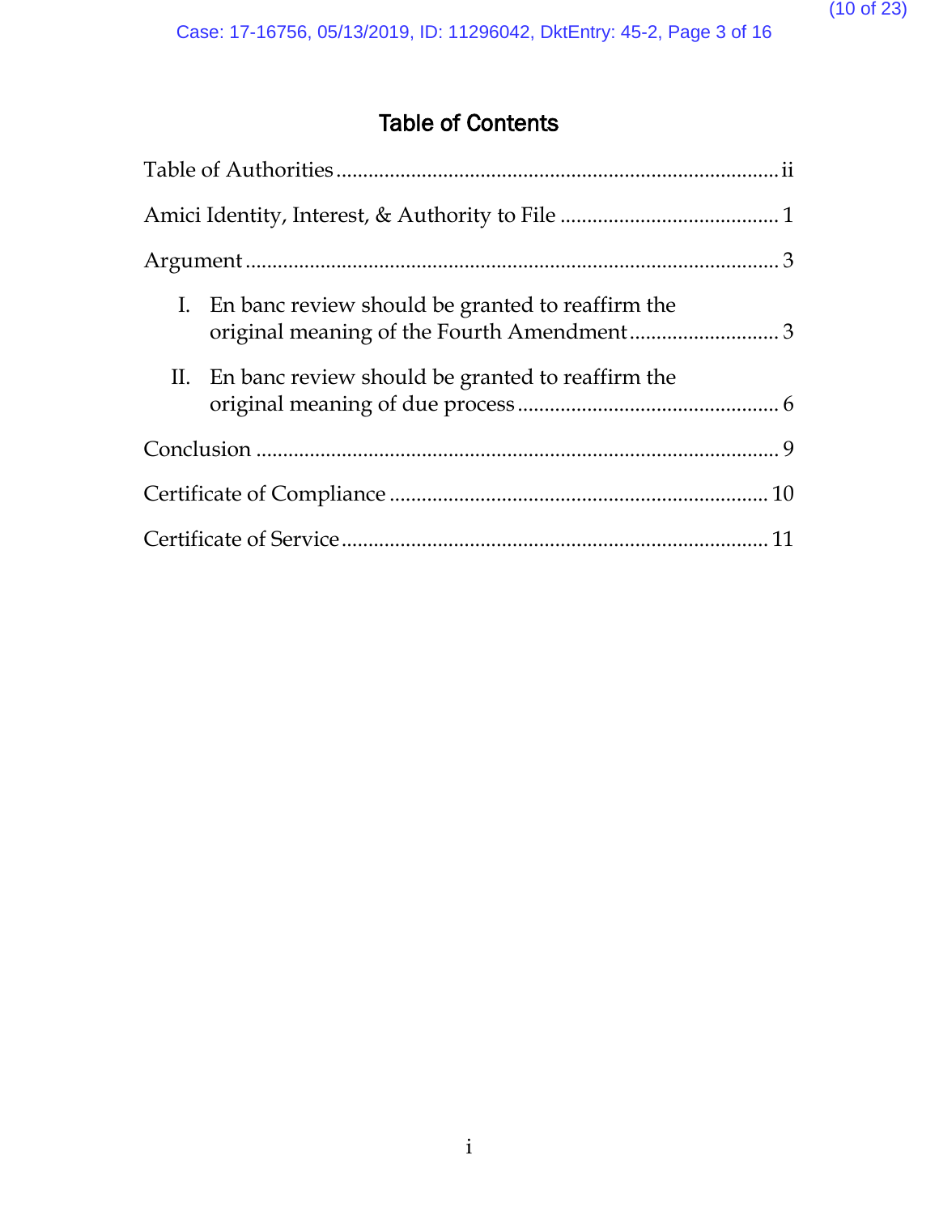# Table of Contents

Table of Authorities .................................................................................. ii

Amici Identity, Interest, & Authority to File ......................................... 1

Argument .................................................................................................. 3

I. En banc review should be granted to reaffirm the original meaning of the Fourth Amendment ........................... 3

II. En banc review should be granted to reaffirm the original meaning of due process ................................................ 6

Conclusion ................................................................................................ 9

Certificate of Compliance ..................................................................... 10

Certificate of Service .............................................................................. 11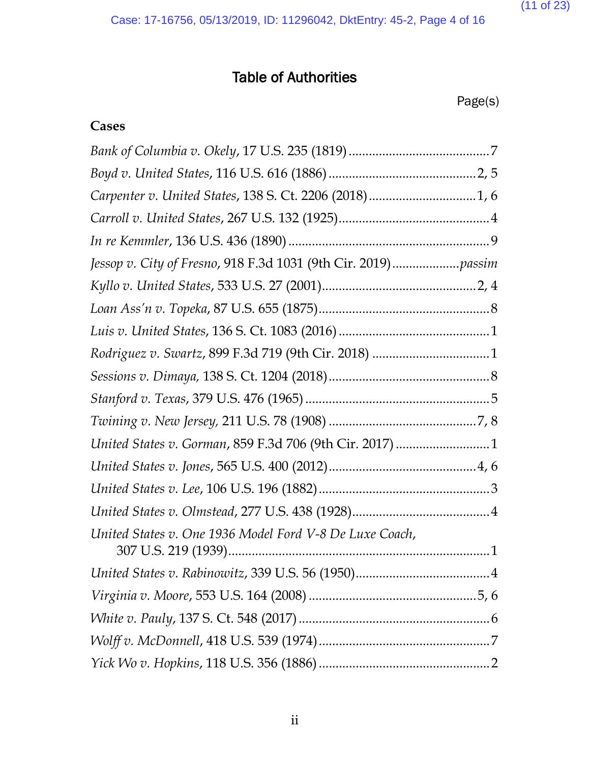# Table of Authorities

Page(s)

**Cases**

*Bank of Columbia v. Okely*, 17 U.S. 235 (1819) .......... 7

*Boyd v. United States*, 116 U.S. 616 (1886) .......... 2, 5

*Carpenter v. United States*, 138 S. Ct. 2206 (2018) .......... 1, 6

*Carroll v. United States*, 267 U.S. 132 (1925) .......... 4

*In re Kemmler*, 136 U.S. 436 (1890) .......... 9

*Jessop v. City of Fresno*, 918 F.3d 1031 (9th Cir. 2019) .......... *passim*

*Kyllo v. United States*, 533 U.S. 27 (2001) .......... 2, 4

*Loan Ass'n v. Topeka*, 87 U.S. 655 (1875) .......... 8

*Luis v. United States*, 136 S. Ct. 1083 (2016) .......... 1

*Rodriguez v. Swartz*, 899 F.3d 719 (9th Cir. 2018) .......... 1

*Sessions v. Dimaya,* 138 S. Ct. 1204 (2018) .......... 8

*Stanford v. Texas*, 379 U.S. 476 (1965) .......... 5

*Twining v. New Jersey,* 211 U.S. 78 (1908) .......... 7, 8

*United States v. Gorman*, 859 F.3d 706 (9th Cir. 2017) .......... 1

*United States v. Jones*, 565 U.S. 400 (2012) .......... 4, 6

*United States v. Lee*, 106 U.S. 196 (1882) .......... 3

*United States v. Olmstead*, 277 U.S. 438 (1928) .......... 4

*United States v. One 1936 Model Ford V-8 De Luxe Coach*, 307 U.S. 219 (1939) .......... 1

*United States v. Rabinowitz*, 339 U.S. 56 (1950) .......... 4

*Virginia v. Moore*, 553 U.S. 164 (2008) .......... 5, 6

*White v. Pauly*, 137 S. Ct. 548 (2017) .......... 6

*Wolff v. McDonnell*, 418 U.S. 539 (1974) .......... 7

*Yick Wo v. Hopkins*, 118 U.S. 356 (1886) .......... 2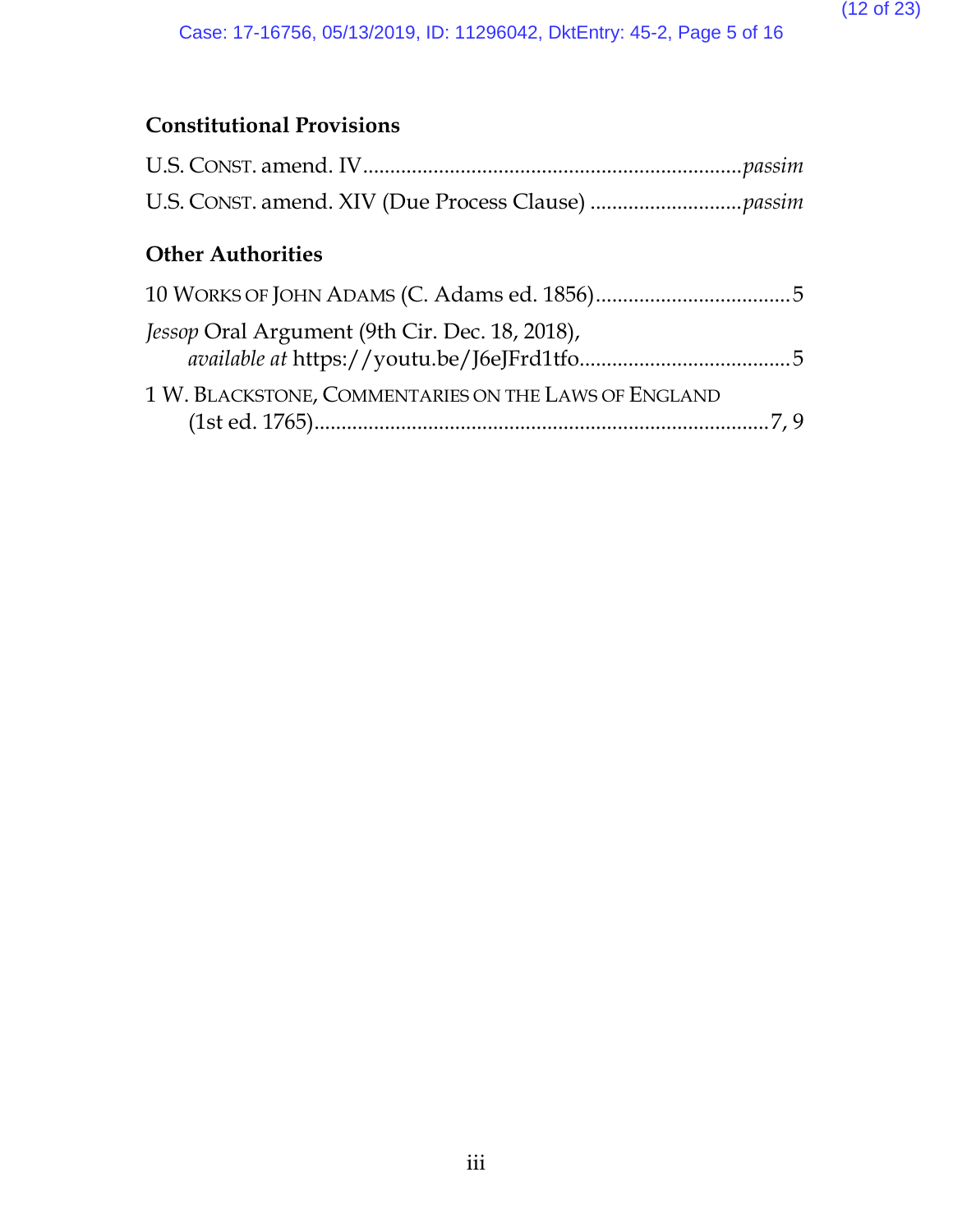### Constitutional Provisions

U.S. CONST. amend. IV........................................................................*passim*

U.S. CONST. amend. XIV (Due Process Clause) ............................*passim*

### Other Authorities

10 WORKS OF JOHN ADAMS (C. Adams ed. 1856)....................................5

*Jessop* Oral Argument (9th Cir. Dec. 18, 2018), *available at* https://youtu.be/J6eJFrd1tfo.......................................5

1 W. BLACKSTONE, COMMENTARIES ON THE LAWS OF ENGLAND (1st ed. 1765)...................................................................................7, 9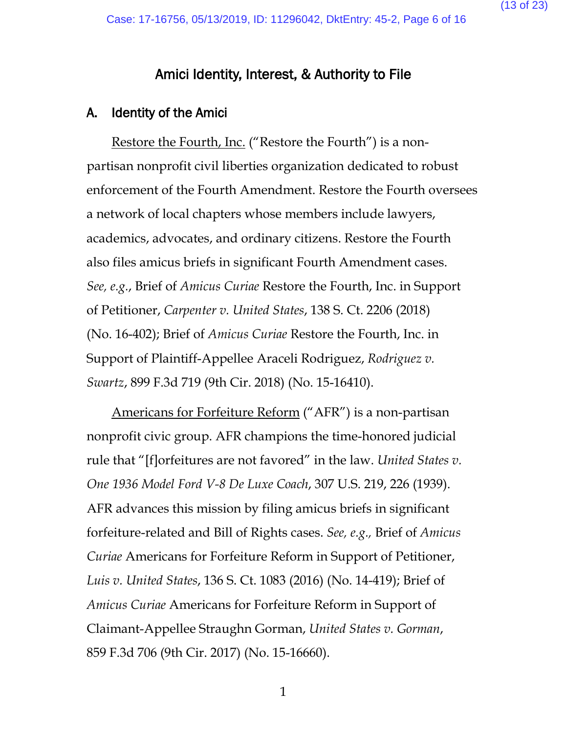# Amici Identity, Interest, & Authority to File

## A. Identity of the Amici

Restore the Fourth, Inc. ("Restore the Fourth") is a non-partisan nonprofit civil liberties organization dedicated to robust enforcement of the Fourth Amendment. Restore the Fourth oversees a network of local chapters whose members include lawyers, academics, advocates, and ordinary citizens. Restore the Fourth also files amicus briefs in significant Fourth Amendment cases. *See, e.g.*, Brief of *Amicus Curiae* Restore the Fourth, Inc. in Support of Petitioner, *Carpenter v. United States*, 138 S. Ct. 2206 (2018) (No. 16-402); Brief of *Amicus Curiae* Restore the Fourth, Inc. in Support of Plaintiff-Appellee Araceli Rodriguez, *Rodriguez v. Swartz*, 899 F.3d 719 (9th Cir. 2018) (No. 15-16410).

Americans for Forfeiture Reform ("AFR") is a non-partisan nonprofit civic group. AFR champions the time-honored judicial rule that "[f]orfeitures are not favored" in the law. *United States v. One 1936 Model Ford V-8 De Luxe Coach*, 307 U.S. 219, 226 (1939). AFR advances this mission by filing amicus briefs in significant forfeiture-related and Bill of Rights cases. *See, e.g.,* Brief of *Amicus Curiae* Americans for Forfeiture Reform in Support of Petitioner, *Luis v. United States*, 136 S. Ct. 1083 (2016) (No. 14-419); Brief of *Amicus Curiae* Americans for Forfeiture Reform in Support of Claimant-Appellee Straughn Gorman, *United States v. Gorman*, 859 F.3d 706 (9th Cir. 2017) (No. 15-16660).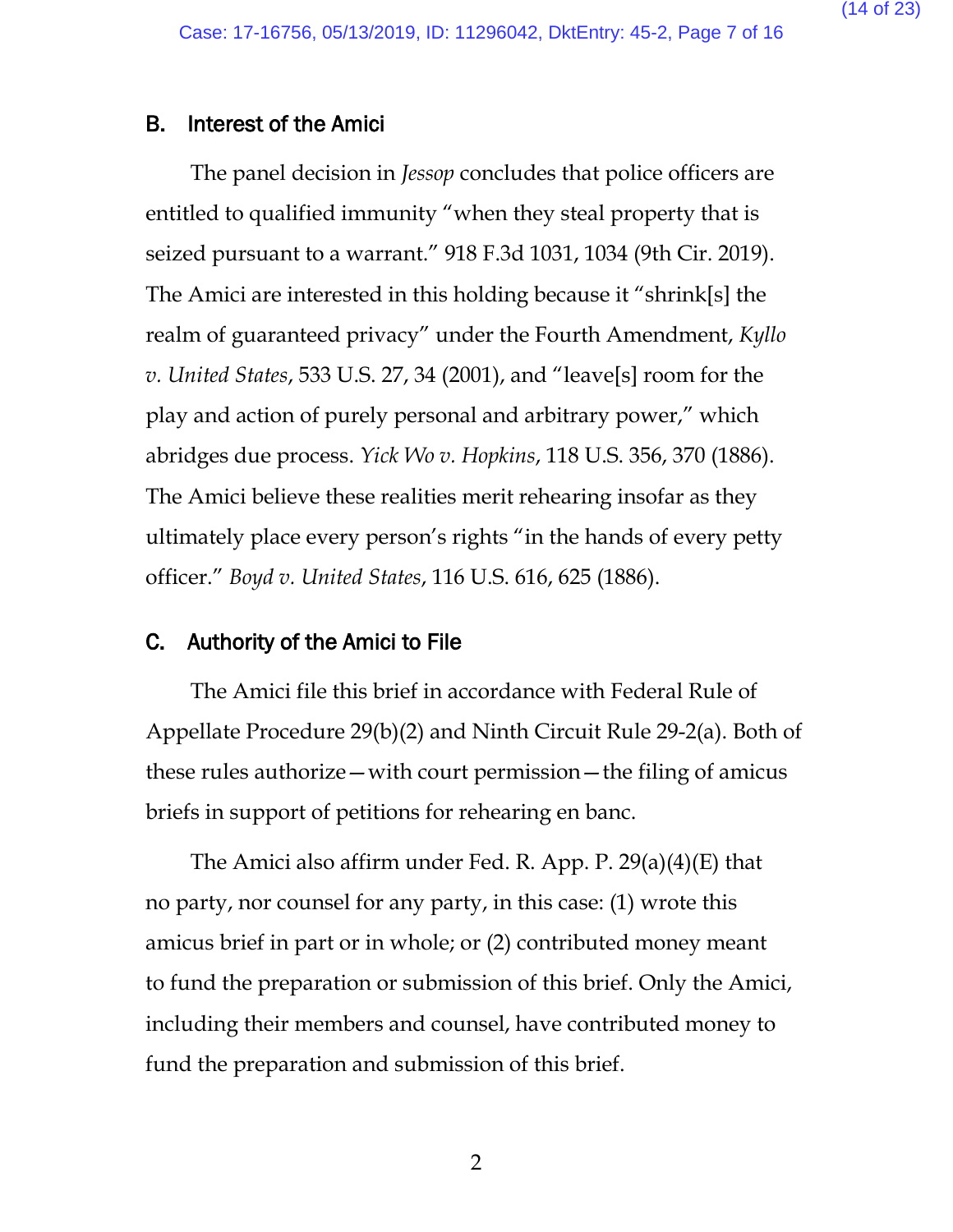## B. Interest of the Amici

The panel decision in *Jessop* concludes that police officers are entitled to qualified immunity "when they steal property that is seized pursuant to a warrant." 918 F.3d 1031, 1034 (9th Cir. 2019). The Amici are interested in this holding because it "shrink[s] the realm of guaranteed privacy" under the Fourth Amendment, *Kyllo v. United States*, 533 U.S. 27, 34 (2001), and "leave[s] room for the play and action of purely personal and arbitrary power," which abridges due process. *Yick Wo v. Hopkins*, 118 U.S. 356, 370 (1886). The Amici believe these realities merit rehearing insofar as they ultimately place every person's rights "in the hands of every petty officer." *Boyd v. United States*, 116 U.S. 616, 625 (1886).

## C. Authority of the Amici to File

The Amici file this brief in accordance with Federal Rule of Appellate Procedure 29(b)(2) and Ninth Circuit Rule 29-2(a). Both of these rules authorize—with court permission—the filing of amicus briefs in support of petitions for rehearing en banc.

The Amici also affirm under Fed. R. App. P. 29(a)(4)(E) that no party, nor counsel for any party, in this case: (1) wrote this amicus brief in part or in whole; or (2) contributed money meant to fund the preparation or submission of this brief. Only the Amici, including their members and counsel, have contributed money to fund the preparation and submission of this brief.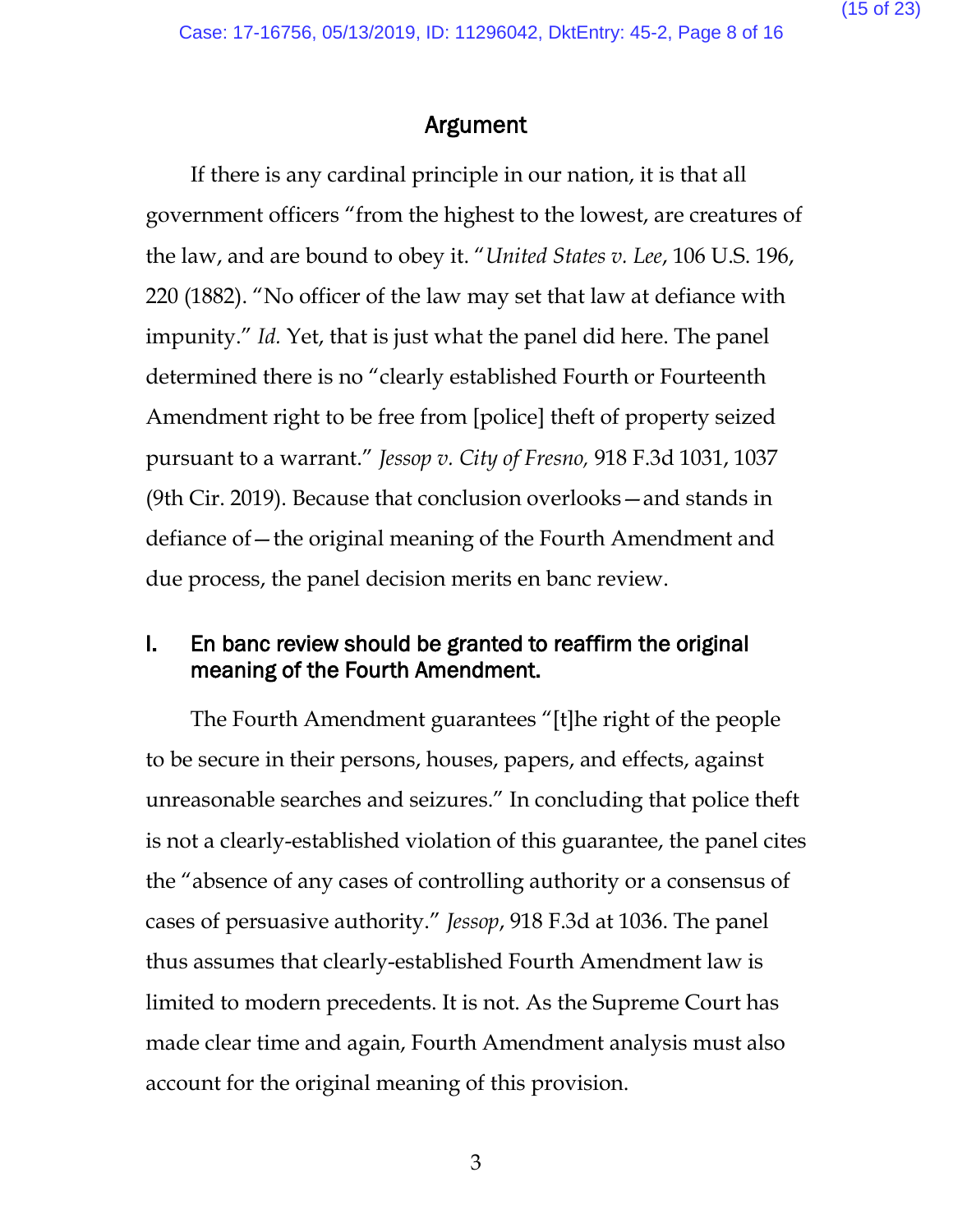## Argument

If there is any cardinal principle in our nation, it is that all government officers "from the highest to the lowest, are creatures of the law, and are bound to obey it. "*United States v. Lee*, 106 U.S. 196, 220 (1882). "No officer of the law may set that law at defiance with impunity." *Id.* Yet, that is just what the panel did here. The panel determined there is no "clearly established Fourth or Fourteenth Amendment right to be free from [police] theft of property seized pursuant to a warrant." *Jessop v. City of Fresno,* 918 F.3d 1031, 1037 (9th Cir. 2019). Because that conclusion overlooks—and stands in defiance of—the original meaning of the Fourth Amendment and due process, the panel decision merits en banc review.

### I. En banc review should be granted to reaffirm the original meaning of the Fourth Amendment.

The Fourth Amendment guarantees "[t]he right of the people to be secure in their persons, houses, papers, and effects, against unreasonable searches and seizures." In concluding that police theft is not a clearly-established violation of this guarantee, the panel cites the "absence of any cases of controlling authority or a consensus of cases of persuasive authority." *Jessop*, 918 F.3d at 1036. The panel thus assumes that clearly-established Fourth Amendment law is limited to modern precedents. It is not. As the Supreme Court has made clear time and again, Fourth Amendment analysis must also account for the original meaning of this provision.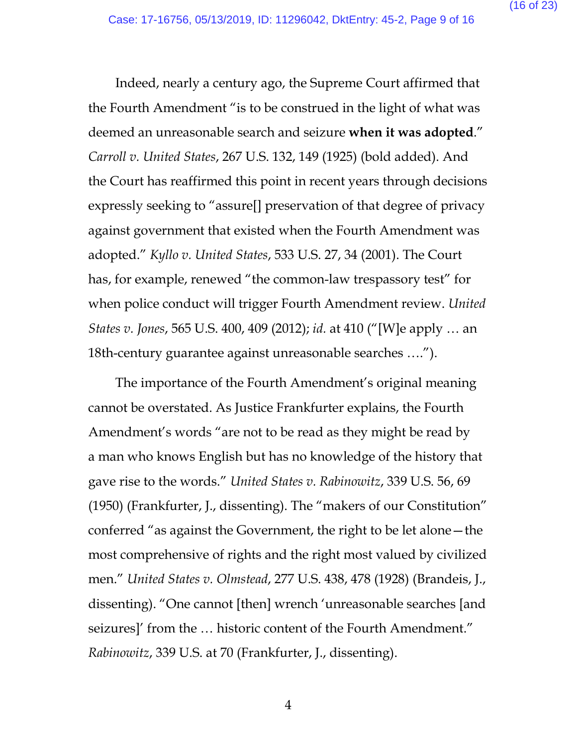Indeed, nearly a century ago, the Supreme Court affirmed that the Fourth Amendment "is to be construed in the light of what was deemed an unreasonable search and seizure **when it was adopted**." *Carroll v. United States*, 267 U.S. 132, 149 (1925) (bold added). And the Court has reaffirmed this point in recent years through decisions expressly seeking to "assure[] preservation of that degree of privacy against government that existed when the Fourth Amendment was adopted." *Kyllo v. United States*, 533 U.S. 27, 34 (2001). The Court has, for example, renewed "the common-law trespassory test" for when police conduct will trigger Fourth Amendment review. *United States v. Jones*, 565 U.S. 400, 409 (2012); *id.* at 410 ("[W]e apply … an 18th-century guarantee against unreasonable searches ….").

The importance of the Fourth Amendment's original meaning cannot be overstated. As Justice Frankfurter explains, the Fourth Amendment's words "are not to be read as they might be read by a man who knows English but has no knowledge of the history that gave rise to the words." *United States v. Rabinowitz*, 339 U.S. 56, 69 (1950) (Frankfurter, J., dissenting). The "makers of our Constitution" conferred "as against the Government, the right to be let alone—the most comprehensive of rights and the right most valued by civilized men." *United States v. Olmstead*, 277 U.S. 438, 478 (1928) (Brandeis, J., dissenting). "One cannot [then] wrench 'unreasonable searches [and seizures]' from the … historic content of the Fourth Amendment." *Rabinowitz*, 339 U.S. at 70 (Frankfurter, J., dissenting).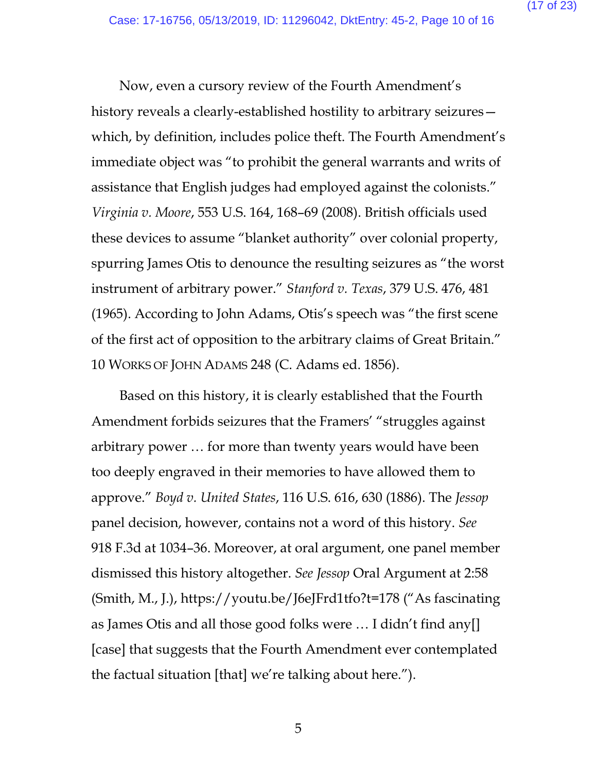Now, even a cursory review of the Fourth Amendment's history reveals a clearly-established hostility to arbitrary seizures—which, by definition, includes police theft. The Fourth Amendment's immediate object was "to prohibit the general warrants and writs of assistance that English judges had employed against the colonists." *Virginia v. Moore*, 553 U.S. 164, 168–69 (2008). British officials used these devices to assume "blanket authority" over colonial property, spurring James Otis to denounce the resulting seizures as "the worst instrument of arbitrary power." *Stanford v. Texas*, 379 U.S. 476, 481 (1965). According to John Adams, Otis's speech was "the first scene of the first act of opposition to the arbitrary claims of Great Britain." 10 WORKS OF JOHN ADAMS 248 (C. Adams ed. 1856).

Based on this history, it is clearly established that the Fourth Amendment forbids seizures that the Framers' "struggles against arbitrary power … for more than twenty years would have been too deeply engraved in their memories to have allowed them to approve." *Boyd v. United States*, 116 U.S. 616, 630 (1886). The *Jessop* panel decision, however, contains not a word of this history. *See* 918 F.3d at 1034–36. Moreover, at oral argument, one panel member dismissed this history altogether. *See Jessop* Oral Argument at 2:58 (Smith, M., J.), https://youtu.be/J6eJFrd1tfo?t=178 ("As fascinating as James Otis and all those good folks were … I didn't find any[] [case] that suggests that the Fourth Amendment ever contemplated the factual situation [that] we're talking about here.").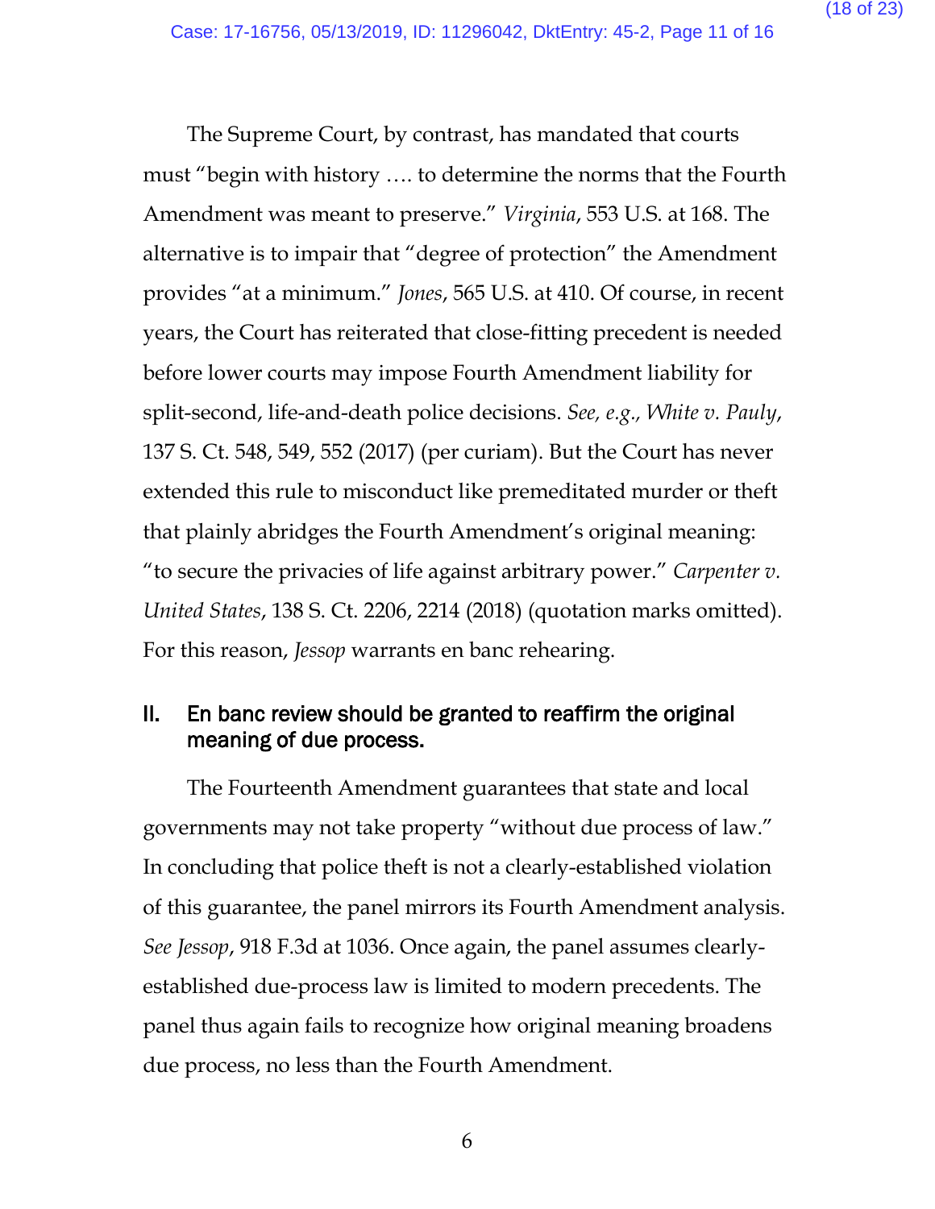The Supreme Court, by contrast, has mandated that courts must "begin with history …. to determine the norms that the Fourth Amendment was meant to preserve." *Virginia*, 553 U.S. at 168. The alternative is to impair that "degree of protection" the Amendment provides "at a minimum." *Jones*, 565 U.S. at 410. Of course, in recent years, the Court has reiterated that close-fitting precedent is needed before lower courts may impose Fourth Amendment liability for split-second, life-and-death police decisions. *See, e.g.*, *White v. Pauly*, 137 S. Ct. 548, 549, 552 (2017) (per curiam). But the Court has never extended this rule to misconduct like premeditated murder or theft that plainly abridges the Fourth Amendment's original meaning: "to secure the privacies of life against arbitrary power." *Carpenter v. United States*, 138 S. Ct. 2206, 2214 (2018) (quotation marks omitted). For this reason, *Jessop* warrants en banc rehearing.

## II. En banc review should be granted to reaffirm the original meaning of due process.

The Fourteenth Amendment guarantees that state and local governments may not take property "without due process of law." In concluding that police theft is not a clearly-established violation of this guarantee, the panel mirrors its Fourth Amendment analysis. *See Jessop*, 918 F.3d at 1036. Once again, the panel assumes clearly-established due-process law is limited to modern precedents. The panel thus again fails to recognize how original meaning broadens due process, no less than the Fourth Amendment.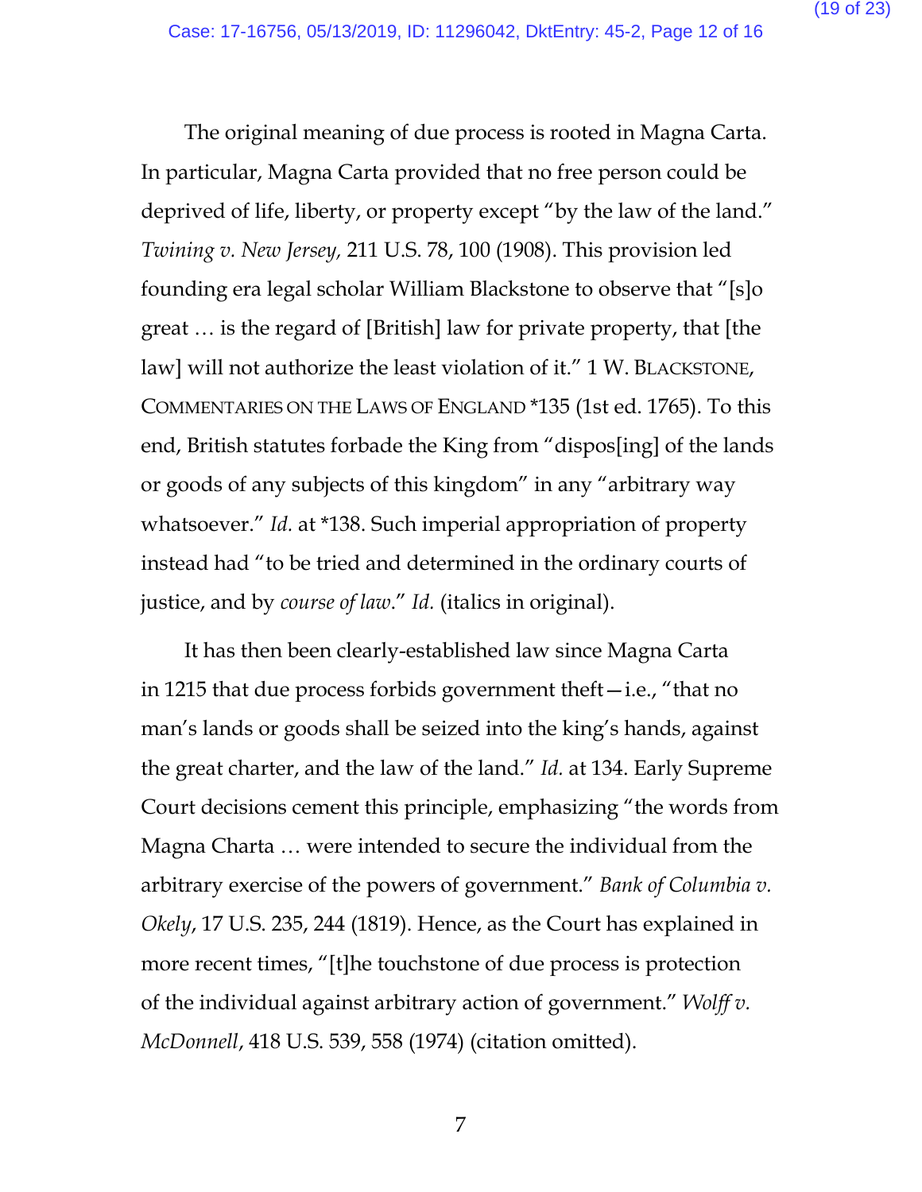The original meaning of due process is rooted in Magna Carta. In particular, Magna Carta provided that no free person could be deprived of life, liberty, or property except "by the law of the land." *Twining v. New Jersey*, 211 U.S. 78, 100 (1908). This provision led founding era legal scholar William Blackstone to observe that "[s]o great … is the regard of [British] law for private property, that [the law] will not authorize the least violation of it." 1 W. BLACKSTONE, COMMENTARIES ON THE LAWS OF ENGLAND *135 (1st ed. 1765). To this end, British statutes forbade the King from "dispos[ing] of the lands or goods of any subjects of this kingdom" in any "arbitrary way whatsoever." *Id.* at *138. Such imperial appropriation of property instead had "to be tried and determined in the ordinary courts of justice, and by *course of law*." *Id.* (italics in original).

It has then been clearly-established law since Magna Carta in 1215 that due process forbids government theft—i.e., "that no man's lands or goods shall be seized into the king's hands, against the great charter, and the law of the land." *Id.* at 134. Early Supreme Court decisions cement this principle, emphasizing "the words from Magna Charta … were intended to secure the individual from the arbitrary exercise of the powers of government." *Bank of Columbia v. Okely*, 17 U.S. 235, 244 (1819). Hence, as the Court has explained in more recent times, "[t]he touchstone of due process is protection of the individual against arbitrary action of government." *Wolff v. McDonnell*, 418 U.S. 539, 558 (1974) (citation omitted).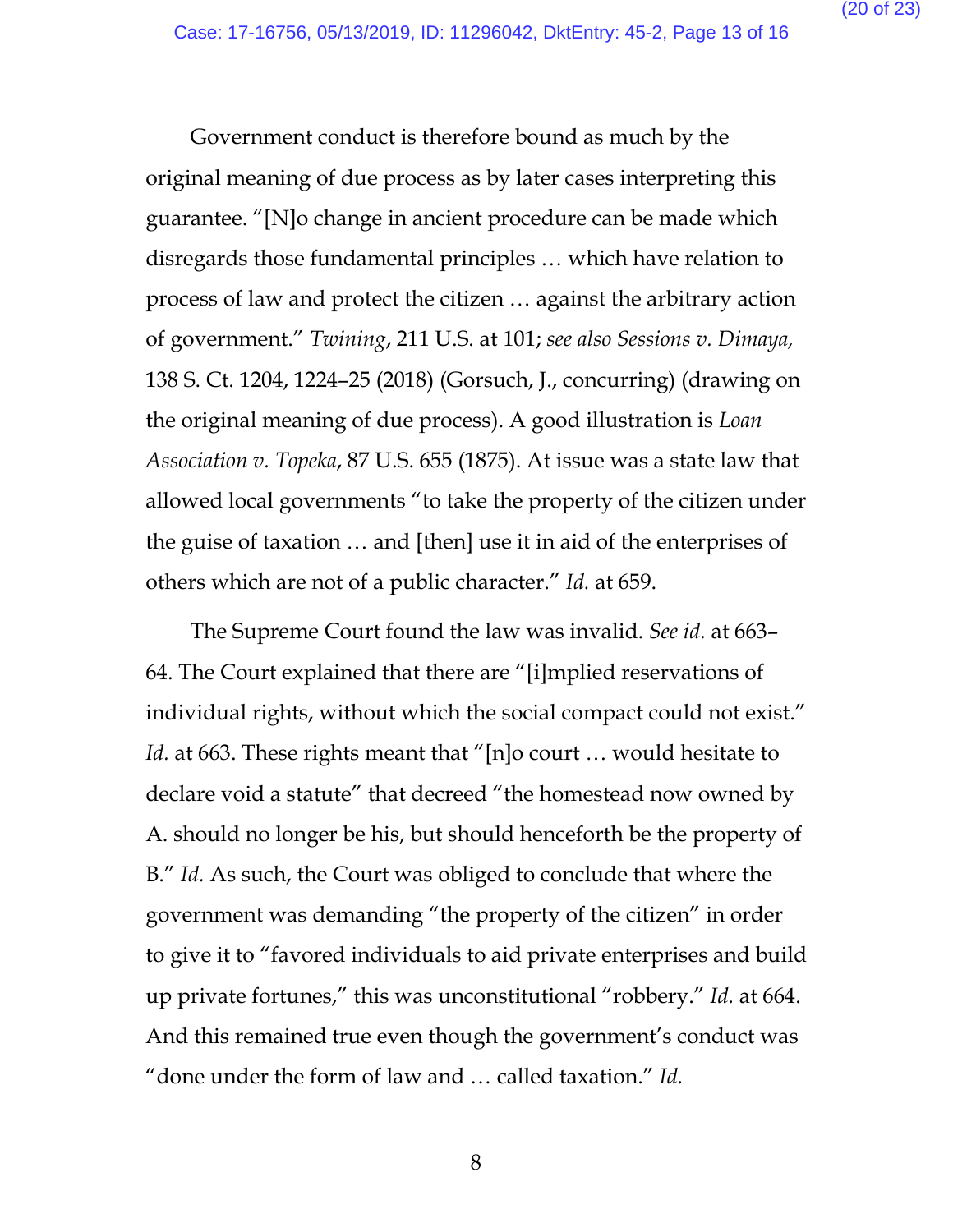Government conduct is therefore bound as much by the original meaning of due process as by later cases interpreting this guarantee. "[N]o change in ancient procedure can be made which disregards those fundamental principles … which have relation to process of law and protect the citizen … against the arbitrary action of government." *Twining*, 211 U.S. at 101; *see also Sessions v. Dimaya,* 138 S. Ct. 1204, 1224–25 (2018) (Gorsuch, J., concurring) (drawing on the original meaning of due process). A good illustration is *Loan Association v. Topeka*, 87 U.S. 655 (1875). At issue was a state law that allowed local governments "to take the property of the citizen under the guise of taxation … and [then] use it in aid of the enterprises of others which are not of a public character." *Id.* at 659.

The Supreme Court found the law was invalid. *See id.* at 663–64. The Court explained that there are "[i]mplied reservations of individual rights, without which the social compact could not exist." *Id.* at 663. These rights meant that "[n]o court … would hesitate to declare void a statute" that decreed "the homestead now owned by A. should no longer be his, but should henceforth be the property of B." *Id.* As such, the Court was obliged to conclude that where the government was demanding "the property of the citizen" in order to give it to "favored individuals to aid private enterprises and build up private fortunes," this was unconstitutional "robbery." *Id.* at 664. And this remained true even though the government's conduct was "done under the form of law and … called taxation." *Id.*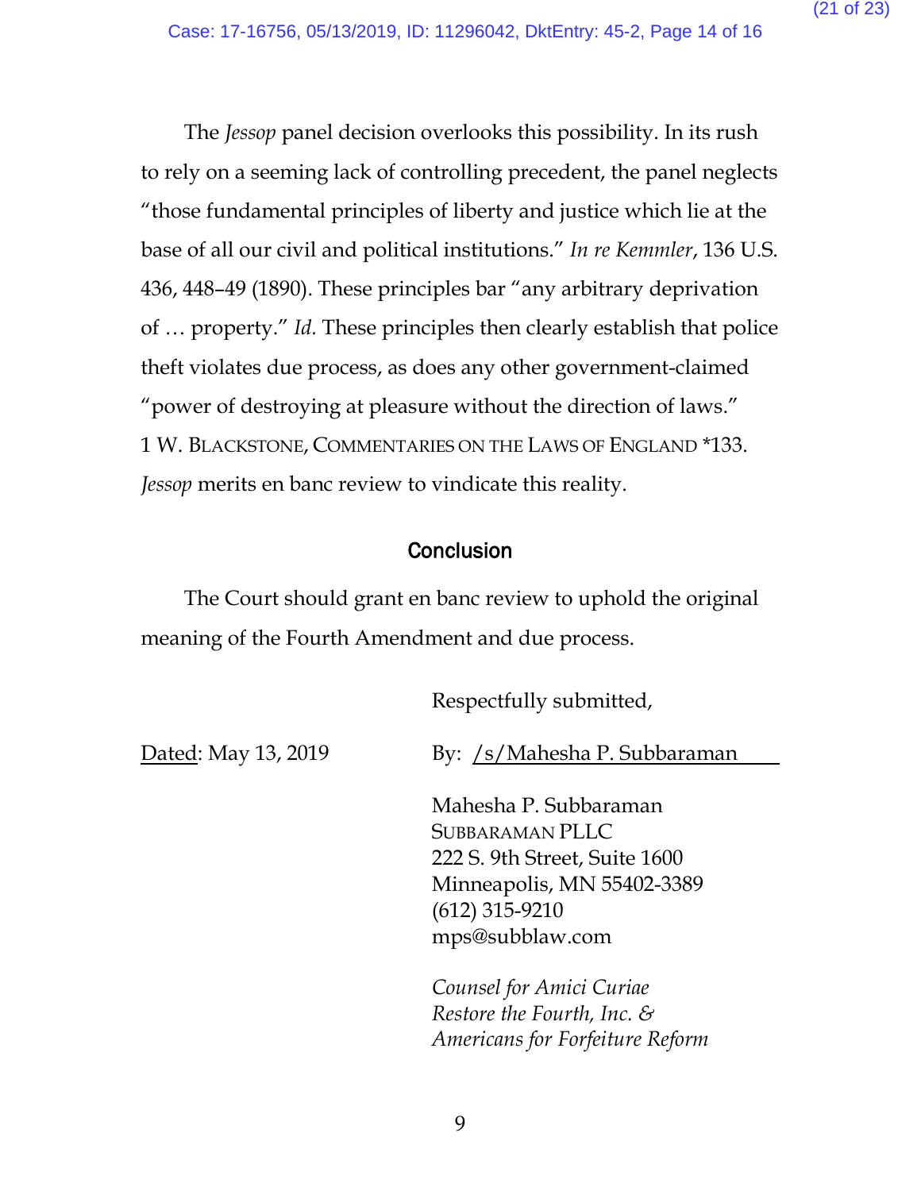The *Jessop* panel decision overlooks this possibility. In its rush to rely on a seeming lack of controlling precedent, the panel neglects "those fundamental principles of liberty and justice which lie at the base of all our civil and political institutions." *In re Kemmler*, 136 U.S. 436, 448–49 (1890). These principles bar "any arbitrary deprivation of … property." *Id.* These principles then clearly establish that police theft violates due process, as does any other government-claimed "power of destroying at pleasure without the direction of laws." 1 W. BLACKSTONE, COMMENTARIES ON THE LAWS OF ENGLAND *133. *Jessop* merits en banc review to vindicate this reality.

## Conclusion

The Court should grant en banc review to uphold the original meaning of the Fourth Amendment and due process.

Respectfully submitted,

Dated: May 13, 2019

By: /s/Mahesha P. Subbaraman

Mahesha P. Subbaraman
SUBBARAMAN PLLC
222 S. 9th Street, Suite 1600
Minneapolis, MN 55402-3389
(612) 315-9210
mps@subblaw.com

*Counsel for Amici Curiae*
*Restore the Fourth, Inc. &*
*Americans for Forfeiture Reform*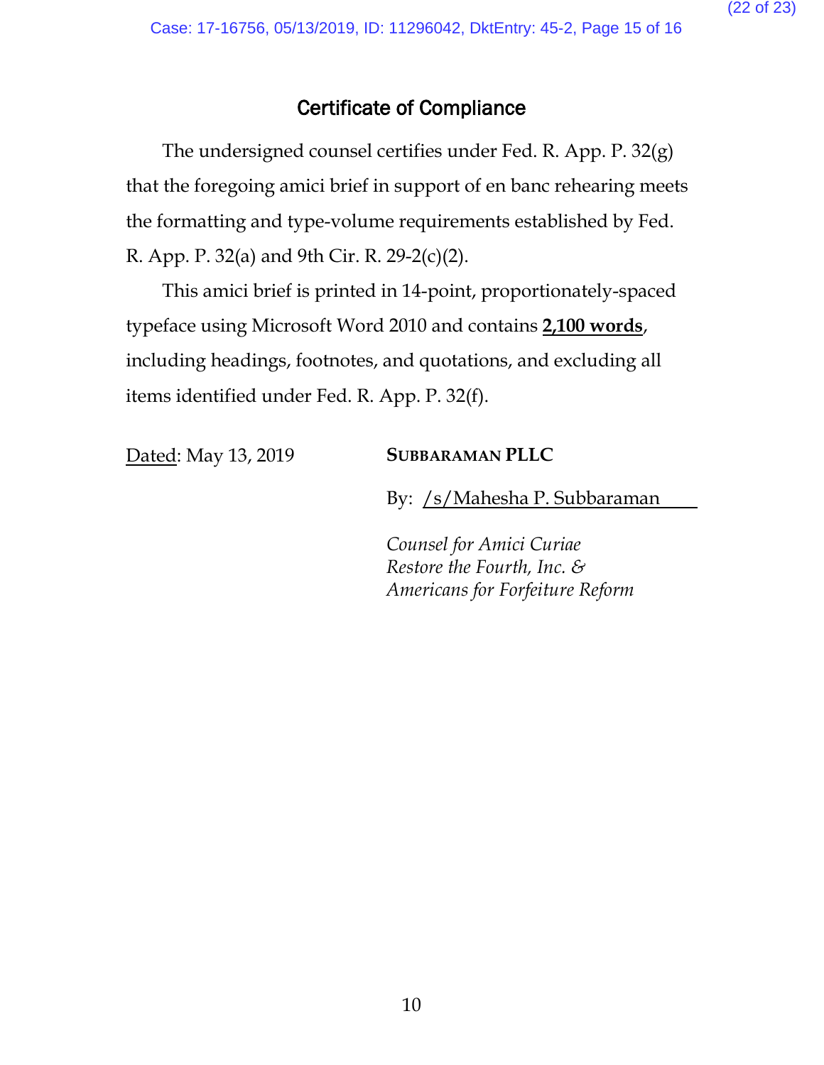## Certificate of Compliance

The undersigned counsel certifies under Fed. R. App. P. 32(g) that the foregoing amici brief in support of en banc rehearing meets the formatting and type-volume requirements established by Fed. R. App. P. 32(a) and 9th Cir. R. 29-2(c)(2).

This amici brief is printed in 14-point, proportionately-spaced typeface using Microsoft Word 2010 and contains **2,100 words**, including headings, footnotes, and quotations, and excluding all items identified under Fed. R. App. P. 32(f).

Dated: May 13, 2019

**SUBBARAMAN PLLC**

By: /s/Mahesha P. Subbaraman

*Counsel for Amici Curiae*
*Restore the Fourth, Inc. &*
*Americans for Forfeiture Reform*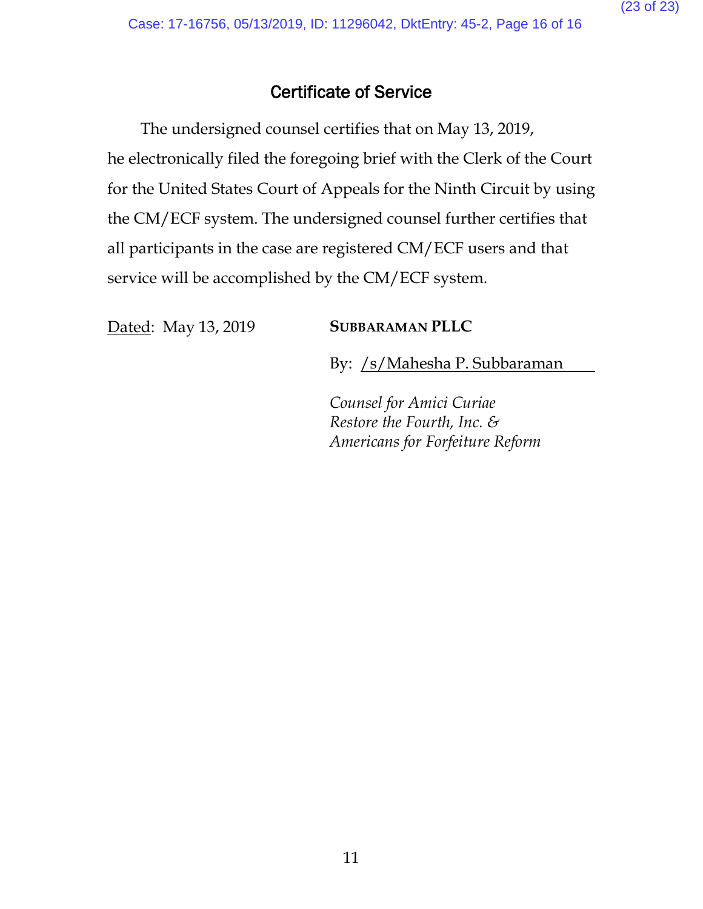## Certificate of Service

The undersigned counsel certifies that on May 13, 2019, he electronically filed the foregoing brief with the Clerk of the Court for the United States Court of Appeals for the Ninth Circuit by using the CM/ECF system. The undersigned counsel further certifies that all participants in the case are registered CM/ECF users and that service will be accomplished by the CM/ECF system.

Dated: May 13, 2019

**SUBBARAMAN PLLC**

By: /s/Mahesha P. Subbaraman

*Counsel for Amici Curiae*
*Restore the Fourth, Inc. &*
*Americans for Forfeiture Reform*